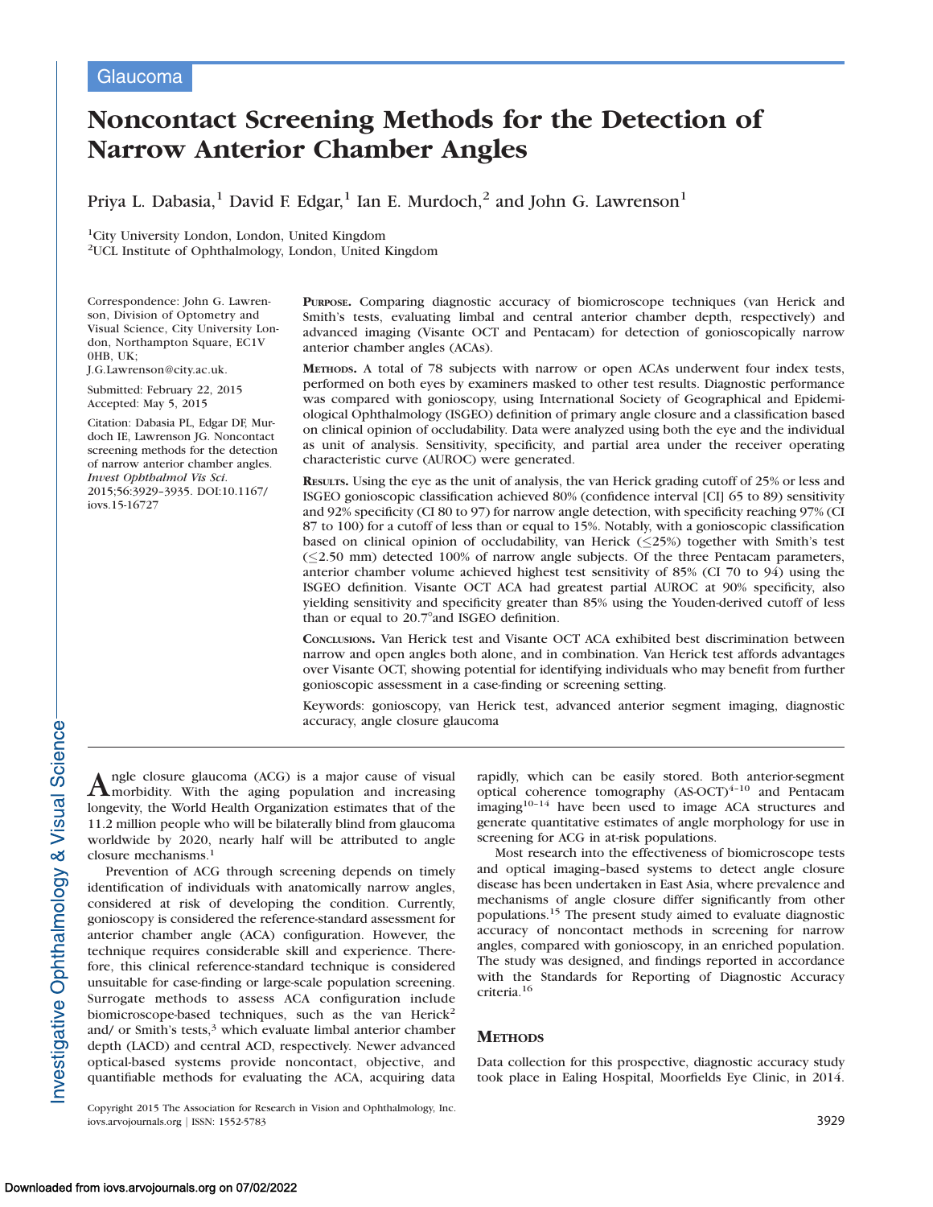Glaucoma

# Noncontact Screening Methods for the Detection of Narrow Anterior Chamber Angles

Priya L. Dabasia,[1] David F. Edgar,[1] Ian E. Murdoch,[2] and John G. Lawrenson[1]

[1]City University London, London, United Kingdom
[2]UCL Institute of Ophthalmology, London, United Kingdom

Correspondence: John G. Lawrenson, Division of Optometry and Visual Science, City University London, Northampton Square, EC1V 0HB, UK; J.G.Lawrenson@city.ac.uk.

Submitted: February 22, 2015
Accepted: May 5, 2015

Citation: Dabasia PL, Edgar DF, Murdoch IE, Lawrenson JG. Noncontact screening methods for the detection of narrow anterior chamber angles. *Invest Ophthalmol Vis Sci.* 2015;56:3929–3935. DOI:10.1167/iovs.15-16727

**PURPOSE.** Comparing diagnostic accuracy of biomicroscope techniques (van Herick and Smith's tests, evaluating limbal and central anterior chamber depth, respectively) and advanced imaging (Visante OCT and Pentacam) for detection of gonioscopically narrow anterior chamber angles (ACAs).

**METHODS.** A total of 78 subjects with narrow or open ACAs underwent four index tests, performed on both eyes by examiners masked to other test results. Diagnostic performance was compared with gonioscopy, using International Society of Geographical and Epidemiological Ophthalmology (ISGEO) definition of primary angle closure and a classification based on clinical opinion of occludability. Data were analyzed using both the eye and the individual as unit of analysis. Sensitivity, specificity, and partial area under the receiver operating characteristic curve (AUROC) were generated.

**RESULTS.** Using the eye as the unit of analysis, the van Herick grading cutoff of 25% or less and ISGEO gonioscopic classification achieved 80% (confidence interval [CI] 65 to 89) sensitivity and 92% specificity (CI 80 to 97) for narrow angle detection, with specificity reaching 97% (CI 87 to 100) for a cutoff of less than or equal to 15%. Notably, with a gonioscopic classification based on clinical opinion of occludability, van Herick ($\leq$25%) together with Smith's test ($\leq$2.50 mm) detected 100% of narrow angle subjects. Of the three Pentacam parameters, anterior chamber volume achieved highest test sensitivity of 85% (CI 70 to 94) using the ISGEO definition. Visante OCT ACA had greatest partial AUROC at 90% specificity, also yielding sensitivity and specificity greater than 85% using the Youden-derived cutoff of less than or equal to 20.7°and ISGEO definition.

**CONCLUSIONS.** Van Herick test and Visante OCT ACA exhibited best discrimination between narrow and open angles both alone, and in combination. Van Herick test affords advantages over Visante OCT, showing potential for identifying individuals who may benefit from further gonioscopic assessment in a case-finding or screening setting.

Keywords: gonioscopy, van Herick test, advanced anterior segment imaging, diagnostic accuracy, angle closure glaucoma

Angle closure glaucoma (ACG) is a major cause of visual morbidity. With the aging population and increasing longevity, the World Health Organization estimates that of the 11.2 million people who will be bilaterally blind from glaucoma worldwide by 2020, nearly half will be attributed to angle closure mechanisms.[1]

Prevention of ACG through screening depends on timely identification of individuals with anatomically narrow angles, considered at risk of developing the condition. Currently, gonioscopy is considered the reference-standard assessment for anterior chamber angle (ACA) configuration. However, the technique requires considerable skill and experience. Therefore, this clinical reference-standard technique is considered unsuitable for case-finding or large-scale population screening. Surrogate methods to assess ACA configuration include biomicroscope-based techniques, such as the van Herick[2] and/ or Smith's tests,[3] which evaluate limbal anterior chamber depth (LACD) and central ACD, respectively. Newer advanced optical-based systems provide noncontact, objective, and quantifiable methods for evaluating the ACA, acquiring data rapidly, which can be easily stored. Both anterior-segment optical coherence tomography (AS-OCT)[4–10] and Pentacam imaging[10–14] have been used to image ACA structures and generate quantitative estimates of angle morphology for use in screening for ACG in at-risk populations.

Most research into the effectiveness of biomicroscope tests and optical imaging–based systems to detect angle closure disease has been undertaken in East Asia, where prevalence and mechanisms of angle closure differ significantly from other populations.[15] The present study aimed to evaluate diagnostic accuracy of noncontact methods in screening for narrow angles, compared with gonioscopy, in an enriched population. The study was designed, and findings reported in accordance with the Standards for Reporting of Diagnostic Accuracy criteria.[16]

## METHODS

Data collection for this prospective, diagnostic accuracy study took place in Ealing Hospital, Moorfields Eye Clinic, in 2014.

Copyright 2015 The Association for Research in Vision and Ophthalmology, Inc.
iovs.arvojournals.org | ISSN: 1552-5783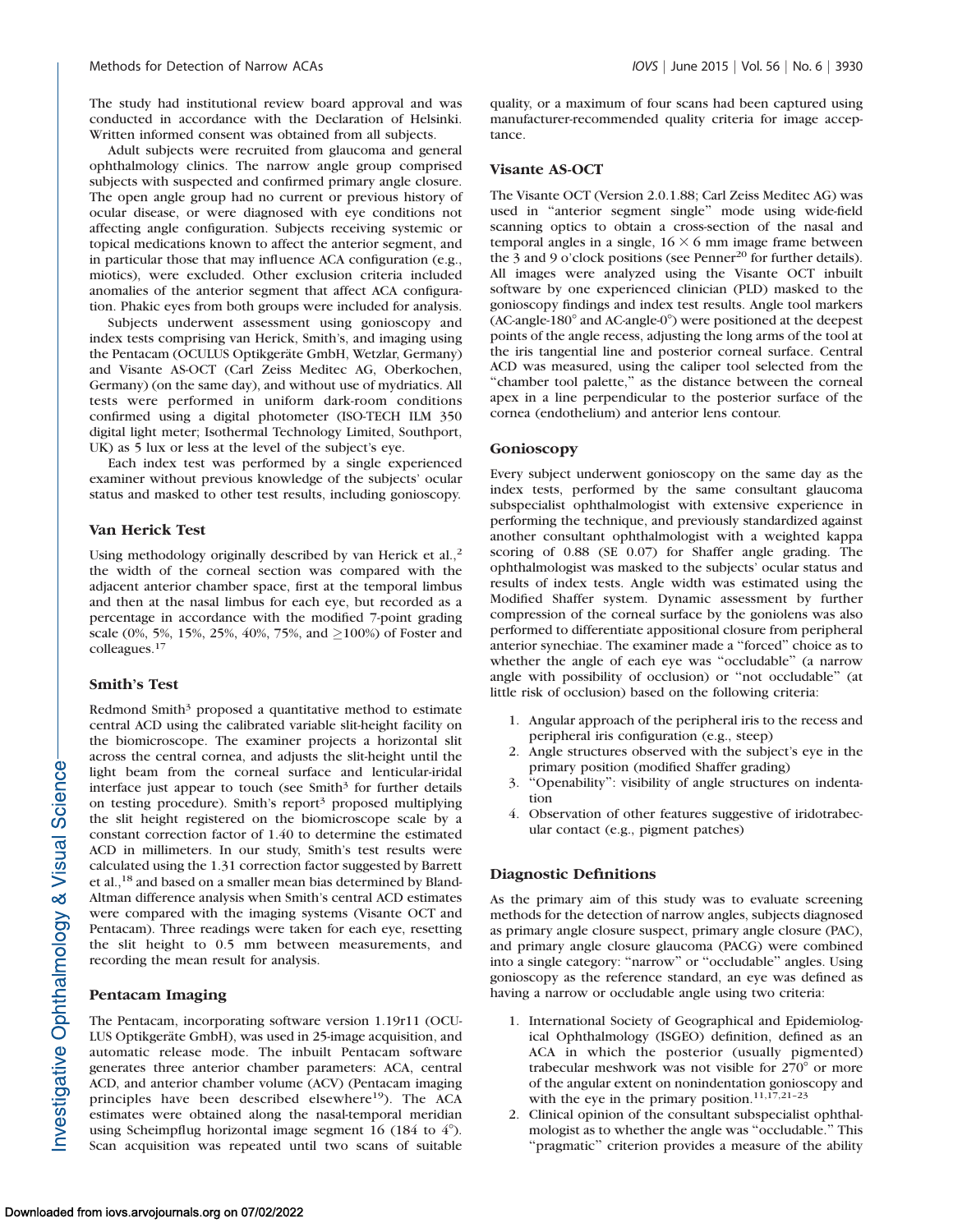The study had institutional review board approval and was conducted in accordance with the Declaration of Helsinki. Written informed consent was obtained from all subjects.

Adult subjects were recruited from glaucoma and general ophthalmology clinics. The narrow angle group comprised subjects with suspected and confirmed primary angle closure. The open angle group had no current or previous history of ocular disease, or were diagnosed with eye conditions not affecting angle configuration. Subjects receiving systemic or topical medications known to affect the anterior segment, and in particular those that may influence ACA configuration (e.g., miotics), were excluded. Other exclusion criteria included anomalies of the anterior segment that affect ACA configuration. Phakic eyes from both groups were included for analysis.

Subjects underwent assessment using gonioscopy and index tests comprising van Herick, Smith's, and imaging using the Pentacam (OCULUS Optikgeräte GmbH, Wetzlar, Germany) and Visante AS-OCT (Carl Zeiss Meditec AG, Oberkochen, Germany) (on the same day), and without use of mydriatics. All tests were performed in uniform dark-room conditions confirmed using a digital photometer (ISO-TECH ILM 350 digital light meter; Isothermal Technology Limited, Southport, UK) as 5 lux or less at the level of the subject's eye.

Each index test was performed by a single experienced examiner without previous knowledge of the subjects' ocular status and masked to other test results, including gonioscopy.

### Van Herick Test

Using methodology originally described by van Herick et al.,[2] the width of the corneal section was compared with the adjacent anterior chamber space, first at the temporal limbus and then at the nasal limbus for each eye, but recorded as a percentage in accordance with the modified 7-point grading scale (0%, 5%, 15%, 25%, 40%, 75%, and ≥100%) of Foster and colleagues.[17]

### Smith's Test

Redmond Smith[3] proposed a quantitative method to estimate central ACD using the calibrated variable slit-height facility on the biomicroscope. The examiner projects a horizontal slit across the central cornea, and adjusts the slit-height until the light beam from the corneal surface and lenticular-iridal interface just appear to touch (see Smith[3] for further details on testing procedure). Smith's report[3] proposed multiplying the slit height registered on the biomicroscope scale by a constant correction factor of 1.40 to determine the estimated ACD in millimeters. In our study, Smith's test results were calculated using the 1.31 correction factor suggested by Barrett et al.,[18] and based on a smaller mean bias determined by Bland-Altman difference analysis when Smith's central ACD estimates were compared with the imaging systems (Visante OCT and Pentacam). Three readings were taken for each eye, resetting the slit height to 0.5 mm between measurements, and recording the mean result for analysis.

### Pentacam Imaging

The Pentacam, incorporating software version 1.19r11 (OCULUS Optikgeräte GmbH), was used in 25-image acquisition, and automatic release mode. The inbuilt Pentacam software generates three anterior chamber parameters: ACA, central ACD, and anterior chamber volume (ACV) (Pentacam imaging principles have been described elsewhere[19]). The ACA estimates were obtained along the nasal-temporal meridian using Scheimpflug horizontal image segment 16 (184 to 4°). Scan acquisition was repeated until two scans of suitable quality, or a maximum of four scans had been captured using manufacturer-recommended quality criteria for image acceptance.

### Visante AS-OCT

The Visante OCT (Version 2.0.1.88; Carl Zeiss Meditec AG) was used in "anterior segment single" mode using wide-field scanning optics to obtain a cross-section of the nasal and temporal angles in a single, 16 × 6 mm image frame between the 3 and 9 o'clock positions (see Penner[20] for further details). All images were analyzed using the Visante OCT inbuilt software by one experienced clinician (PLD) masked to the gonioscopy findings and index test results. Angle tool markers (AC-angle-180° and AC-angle-0°) were positioned at the deepest points of the angle recess, adjusting the long arms of the tool at the iris tangential line and posterior corneal surface. Central ACD was measured, using the caliper tool selected from the "chamber tool palette," as the distance between the corneal apex in a line perpendicular to the posterior surface of the cornea (endothelium) and anterior lens contour.

### Gonioscopy

Every subject underwent gonioscopy on the same day as the index tests, performed by the same consultant glaucoma subspecialist ophthalmologist with extensive experience in performing the technique, and previously standardized against another consultant ophthalmologist with a weighted kappa scoring of 0.88 (SE 0.07) for Shaffer angle grading. The ophthalmologist was masked to the subjects' ocular status and results of index tests. Angle width was estimated using the Modified Shaffer system. Dynamic assessment by further compression of the corneal surface by the goniolens was also performed to differentiate appositional closure from peripheral anterior synechiae. The examiner made a "forced" choice as to whether the angle of each eye was "occludable" (a narrow angle with possibility of occlusion) or "not occludable" (at little risk of occlusion) based on the following criteria:

1. Angular approach of the peripheral iris to the recess and peripheral iris configuration (e.g., steep)
2. Angle structures observed with the subject's eye in the primary position (modified Shaffer grading)
3. "Openability": visibility of angle structures on indentation
4. Observation of other features suggestive of iridotrabecular contact (e.g., pigment patches)

### Diagnostic Definitions

As the primary aim of this study was to evaluate screening methods for the detection of narrow angles, subjects diagnosed as primary angle closure suspect, primary angle closure (PAC), and primary angle closure glaucoma (PACG) were combined into a single category: "narrow" or "occludable" angles. Using gonioscopy as the reference standard, an eye was defined as having a narrow or occludable angle using two criteria:

1. International Society of Geographical and Epidemiological Ophthalmology (ISGEO) definition, defined as an ACA in which the posterior (usually pigmented) trabecular meshwork was not visible for 270° or more of the angular extent on nonindentation gonioscopy and with the eye in the primary position.[11,17,21–23]
2. Clinical opinion of the consultant subspecialist ophthalmologist as to whether the angle was "occludable." This "pragmatic" criterion provides a measure of the ability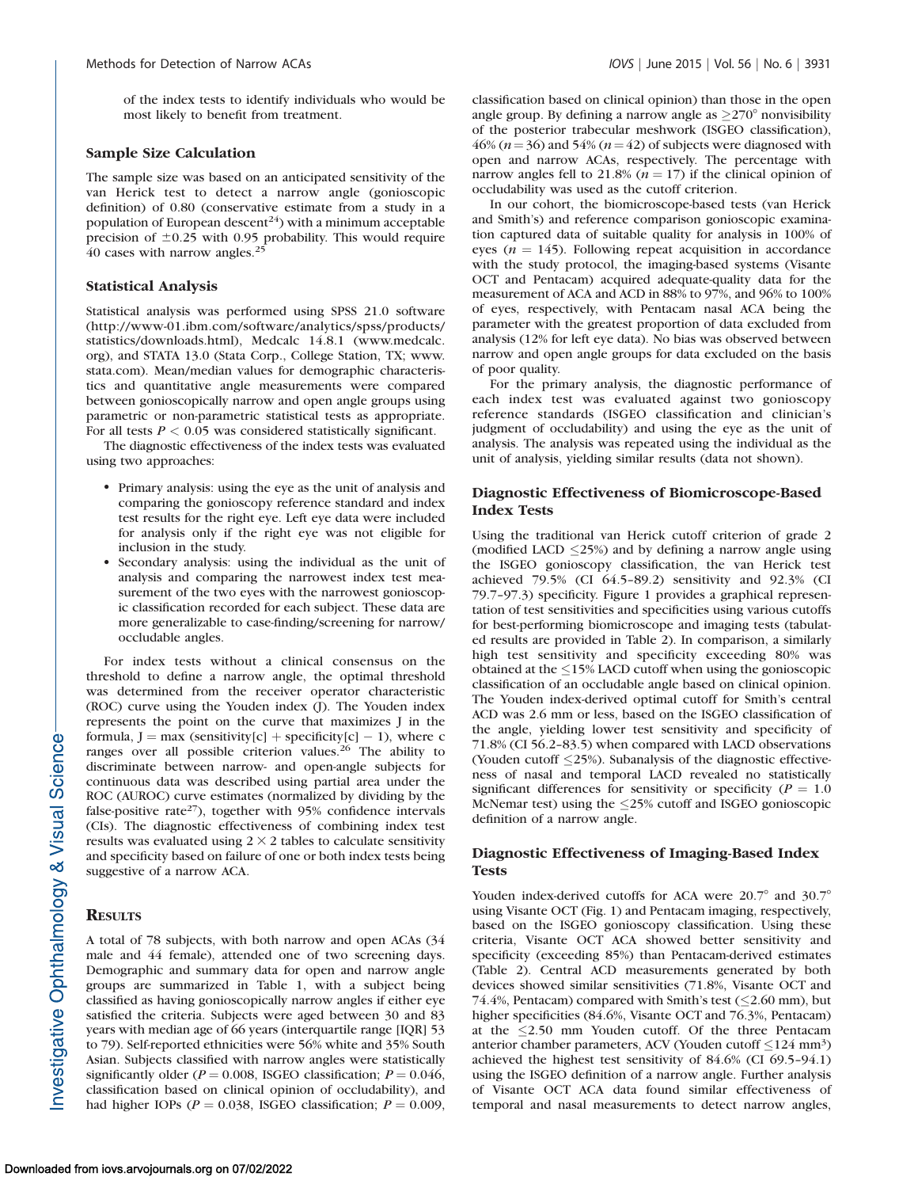of the index tests to identify individuals who would be most likely to benefit from treatment.

### Sample Size Calculation

The sample size was based on an anticipated sensitivity of the van Herick test to detect a narrow angle (gonioscopic definition) of 0.80 (conservative estimate from a study in a population of European descent[24]) with a minimum acceptable precision of ±0.25 with 0.95 probability. This would require 40 cases with narrow angles.[25]

### Statistical Analysis

Statistical analysis was performed using SPSS 21.0 software (http://www-01.ibm.com/software/analytics/spss/products/statistics/downloads.html), Medcalc 14.8.1 (www.medcalc.org), and STATA 13.0 (Stata Corp., College Station, TX; www.stata.com). Mean/median values for demographic characteristics and quantitative angle measurements were compared between gonioscopically narrow and open angle groups using parametric or non-parametric statistical tests as appropriate. For all tests $P < 0.05$ was considered statistically significant.

The diagnostic effectiveness of the index tests was evaluated using two approaches:

- Primary analysis: using the eye as the unit of analysis and comparing the gonioscopy reference standard and index test results for the right eye. Left eye data were included for analysis only if the right eye was not eligible for inclusion in the study.
- Secondary analysis: using the individual as the unit of analysis and comparing the narrowest index test measurement of the two eyes with the narrowest gonioscopic classification recorded for each subject. These data are more generalizable to case-finding/screening for narrow/occludable angles.

For index tests without a clinical consensus on the threshold to define a narrow angle, the optimal threshold was determined from the receiver operator characteristic (ROC) curve using the Youden index (J). The Youden index represents the point on the curve that maximizes J in the formula, $J = \max(\text{sensitivity}[c] + \text{specificity}[c] - 1)$, where c ranges over all possible criterion values.[26] The ability to discriminate between narrow- and open-angle subjects for continuous data was described using partial area under the ROC (AUROC) curve estimates (normalized by dividing by the false-positive rate[27]), together with 95% confidence intervals (CIs). The diagnostic effectiveness of combining index test results was evaluated using $2 \times 2$ tables to calculate sensitivity and specificity based on failure of one or both index tests being suggestive of a narrow ACA.

## Results

A total of 78 subjects, with both narrow and open ACAs (34 male and 44 female), attended one of two screening days. Demographic and summary data for open and narrow angle groups are summarized in Table 1, with a subject being classified as having gonioscopically narrow angles if either eye satisfied the criteria. Subjects were aged between 30 and 83 years with median age of 66 years (interquartile range [IQR] 53 to 79). Self-reported ethnicities were 56% white and 35% South Asian. Subjects classified with narrow angles were statistically significantly older ($P = 0.008$, ISGEO classification; $P = 0.046$, classification based on clinical opinion of occludability), and had higher IOPs ($P = 0.038$, ISGEO classification; $P = 0.009$, classification based on clinical opinion) than those in the open angle group. By defining a narrow angle as ≥270° nonvisibility of the posterior trabecular meshwork (ISGEO classification), 46% ($n = 36$) and 54% ($n = 42$) of subjects were diagnosed with open and narrow ACAs, respectively. The percentage with narrow angles fell to 21.8% ($n = 17$) if the clinical opinion of occludability was used as the cutoff criterion.

In our cohort, the biomicroscope-based tests (van Herick and Smith's) and reference comparison gonioscopic examination captured data of suitable quality for analysis in 100% of eyes ($n = 145$). Following repeat acquisition in accordance with the study protocol, the imaging-based systems (Visante OCT and Pentacam) acquired adequate-quality data for the measurement of ACA and ACD in 88% to 97%, and 96% to 100% of eyes, respectively, with Pentacam nasal ACA being the parameter with the greatest proportion of data excluded from analysis (12% for left eye data). No bias was observed between narrow and open angle groups for data excluded on the basis of poor quality.

For the primary analysis, the diagnostic performance of each index test was evaluated against two gonioscopy reference standards (ISGEO classification and clinician's judgment of occludability) and using the eye as the unit of analysis. The analysis was repeated using the individual as the unit of analysis, yielding similar results (data not shown).

### Diagnostic Effectiveness of Biomicroscope-Based Index Tests

Using the traditional van Herick cutoff criterion of grade 2 (modified LACD ≤25%) and by defining a narrow angle using the ISGEO gonioscopy classification, the van Herick test achieved 79.5% (CI 64.5–89.2) sensitivity and 92.3% (CI 79.7–97.3) specificity. Figure 1 provides a graphical representation of test sensitivities and specificities using various cutoffs for best-performing biomicroscope and imaging tests (tabulated results are provided in Table 2). In comparison, a similarly high test sensitivity and specificity exceeding 80% was obtained at the ≤15% LACD cutoff when using the gonioscopic classification of an occludable angle based on clinical opinion. The Youden index-derived optimal cutoff for Smith's central ACD was 2.6 mm or less, based on the ISGEO classification of the angle, yielding lower test sensitivity and specificity of 71.8% (CI 56.2–83.5) when compared with LACD observations (Youden cutoff ≤25%). Subanalysis of the diagnostic effectiveness of nasal and temporal LACD revealed no statistically significant differences for sensitivity or specificity ($P = 1.0$ McNemar test) using the ≤25% cutoff and ISGEO gonioscopic definition of a narrow angle.

### Diagnostic Effectiveness of Imaging-Based Index Tests

Youden index-derived cutoffs for ACA were 20.7° and 30.7° using Visante OCT (Fig. 1) and Pentacam imaging, respectively, based on the ISGEO gonioscopy classification. Using these criteria, Visante OCT showed better sensitivity and specificity (exceeding 85%) than Pentacam-derived estimates (Table 2). Central ACD measurements generated by both devices showed similar sensitivities (71.8%, Visante OCT and 74.4%, Pentacam) compared with Smith's test (≤2.60 mm), but higher specificities (84.6%, Visante OCT and 76.3%, Pentacam) at the ≤2.50 mm Youden cutoff. Of the three Pentacam anterior chamber parameters, ACV (Youden cutoff ≤124 mm³) achieved the highest test sensitivity of 84.6% (CI 69.5–94.1) using the ISGEO definition of a narrow angle. Further analysis of Visante OCT ACA data found similar effectiveness of temporal and nasal measurements to detect narrow angles,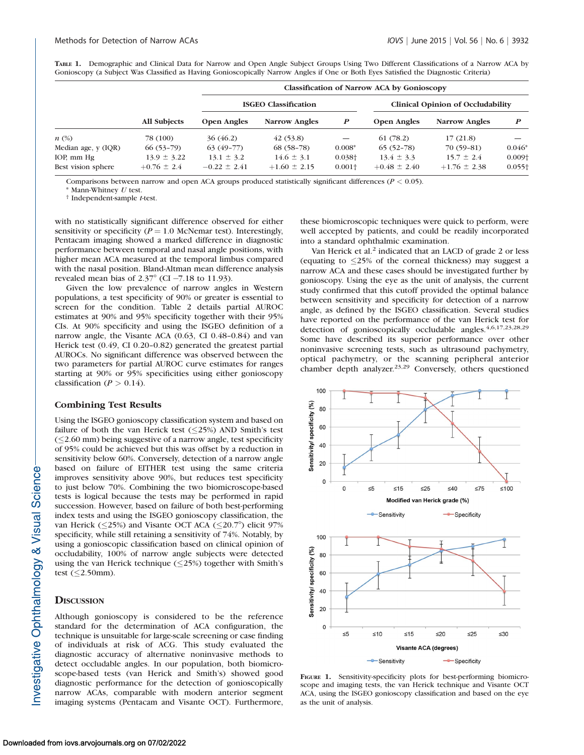**Table 1.** Demographic and Clinical Data for Narrow and Open Angle Subject Groups Using Two Different Classifications of a Narrow ACA by Gonioscopy (a Subject Was Classified as Having Gonioscopically Narrow Angles if One or Both Eyes Satisfied the Diagnostic Criteria)

| | | Classification of Narrow ACA by Gonioscopy | | | | | |
|---|---|---|---|---|---|---|---|
| | | ISGEO Classification | | | Clinical Opinion of Occludability | | |
| | All Subjects | Open Angles | Narrow Angles | *P* | Open Angles | Narrow Angles | *P* |
| *n* (%) | 78 (100) | 36 (46.2) | 42 (53.8) | — | 61 (78.2) | 17 (21.8) | — |
| Median age, y (IQR) | 66 (53–79) | 63 (49–77) | 68 (58–78) | 0.008* | 65 (52–78) | 70 (59–81) | 0.046* |
| IOP, mm Hg | 13.9 ± 3.22 | 13.1 ± 3.2 | 14.6 ± 3.1 | 0.038† | 13.4 ± 3.3 | 15.7 ± 2.4 | 0.009† |
| Best vision sphere | +0.76 ± 2.4 | −0.22 ± 2.41 | +1.60 ± 2.15 | 0.001† | +0.48 ± 2.40 | +1.76 ± 2.38 | 0.055† |

Comparisons between narrow and open ACA groups produced statistically significant differences ($P < 0.05$).

\* Mann-Whitney *U* test.

† Independent-sample *t*-test.

with no statistically significant difference observed for either sensitivity or specificity ($P = 1.0$ McNemar test). Interestingly, Pentacam imaging showed a marked difference in diagnostic performance between temporal and nasal angle positions, with higher mean ACA measured at the temporal limbus compared with the nasal position. Bland-Altman mean difference analysis revealed mean bias of 2.37° (CI −7.18 to 11.93).

Given the low prevalence of narrow angles in Western populations, a test specificity of 90% or greater is essential to screen for the condition. Table 2 details partial AUROC estimates at 90% and 95% specificity together with their 95% CIs. At 90% specificity and using the ISGEO definition of a narrow angle, the Visante ACA (0.63, CI 0.48–0.84) and van Herick test (0.49, CI 0.20–0.82) generated the greatest partial AUROCs. No significant difference was observed between the two parameters for partial AUROC curve estimates for ranges starting at 90% or 95% specificities using either gonioscopy classification ($P > 0.14$).

### Combining Test Results

Using the ISGEO gonioscopy classification system and based on failure of both the van Herick test (≤25%) AND Smith's test (≤2.60 mm) being suggestive of a narrow angle, test specificity of 95% could be achieved but this was offset by a reduction in sensitivity below 60%. Conversely, detection of a narrow angle based on failure of EITHER test using the same criteria improves sensitivity above 90%, but reduces test specificity to just below 70%. Combining the two biomicroscope-based tests is logical because the tests may be performed in rapid succession. However, based on failure of both best-performing index tests and using the ISGEO gonioscopy classification, the van Herick (≤25%) and Visante OCT ACA (≤20.7°) elicit 97% specificity, while still retaining a sensitivity of 74%. Notably, by using a gonioscopic classification based on clinical opinion of occludability, 100% of narrow angle subjects were detected using the van Herick technique (≤25%) together with Smith's test (≤2.50mm).

## Discussion

Although gonioscopy is considered to be the reference standard for the determination of ACA configuration, the technique is unsuitable for large-scale screening or case finding of individuals at risk of ACG. This study evaluated the diagnostic accuracy of alternative noninvasive methods to detect occludable angles. In our population, both biomicroscope-based tests (van Herick and Smith's) showed good diagnostic performance for the detection of gonioscopically narrow ACAs, comparable with modern anterior segment imaging systems (Pentacam and Visante OCT). Furthermore, these biomicroscopic techniques were quick to perform, were well accepted by patients, and could be readily incorporated into a standard ophthalmic examination.

Van Herick et al.[2] indicated that an LACD of grade 2 or less (equating to ≤25% of the corneal thickness) may suggest a narrow ACA and these cases should be investigated further by gonioscopy. Using the eye as the unit of analysis, the current study confirmed that this cutoff provided the optimal balance between sensitivity and specificity for detection of a narrow angle, as defined by the ISGEO classification. Several studies have reported on the performance of the van Herick test for detection of gonioscopically occludable angles.[4,6,17,23,28,29] Some have described its superior performance over other noninvasive screening tests, such as ultrasound pachymetry, optical pachymetry, or the scanning peripheral anterior chamber depth analyzer.[23,29] Conversely, others questioned

**Figure 1.** Sensitivity-specificity plots for best-performing biomicroscope and imaging tests, the van Herick technique and Visante OCT ACA, using the ISGEO gonioscopy classification and based on the eye as the unit of analysis.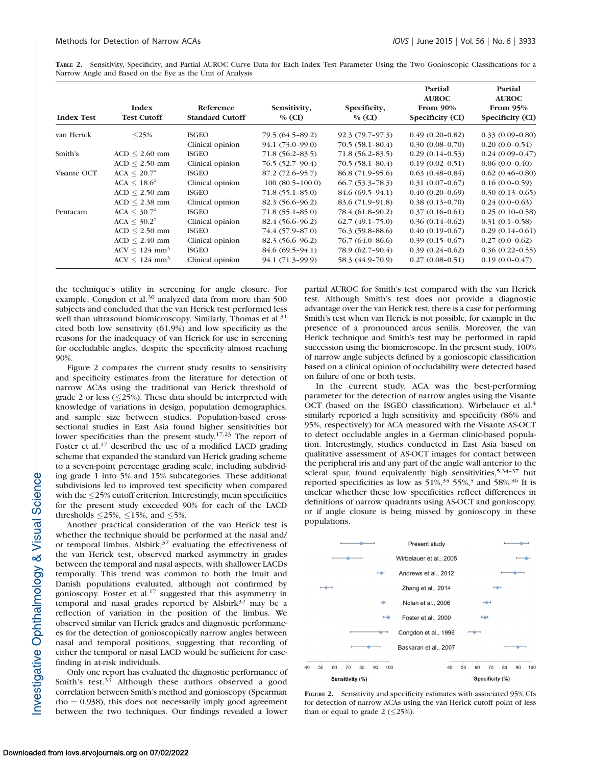**TABLE 2.** Sensitivity, Specificity, and Partial AUROC Curve Data for Each Index Test Parameter Using the Two Gonioscopic Classifications for a Narrow Angle and Based on the Eye as the Unit of Analysis

| Index Test | Index Test Cutoff | Reference Standard Cutoff | Sensitivity, % (CI) | Specificity, % (CI) | Partial AUROC From 90% Specificity (CI) | Partial AUROC From 95% Specificity (CI) |
|---|---|---|---|---|---|---|
| van Herick | ≤25% | ISGEO | 79.5 (64.5–89.2) | 92.3 (79.7–97.3) | 0.49 (0.20–0.82) | 0.33 (0.09–0.80) |
| | | Clinical opinion | 94.1 (73.0–99.0) | 70.5 (58.1–80.4) | 0.30 (0.08–0.70) | 0.20 (0.0–0.54) |
| Smith's | ACD ≤ 2.60 mm | ISGEO | 71.8 (56.2–83.5) | 71.8 (56.2–83.5) | 0.29 (0.14–0.53) | 0.24 (0.09–0.47) |
| | ACD ≤ 2.50 mm | Clinical opinion | 76.5 (52.7–90.4) | 70.5 (58.1–80.4) | 0.19 (0.02–0.51) | 0.06 (0.0–0.40) |
| Visante OCT | ACA ≤ 20.7° | ISGEO | 87.2 (72.6–95.7) | 86.8 (71.9–95.6) | 0.63 (0.48–0.84) | 0.62 (0.46–0.80) |
| | ACA ≤ 18.6° | Clinical opinion | 100 (80.5–100.0) | 66.7 (53.3–78.3) | 0.31 (0.07–0.67) | 0.16 (0.0–0.59) |
| | ACD ≤ 2.50 mm | ISGEO | 71.8 (55.1–85.0) | 84.6 (69.5–94.1) | 0.40 (0.20–0.69) | 0.30 (0.13–0.65) |
| | ACD ≤ 2.38 mm | Clinical opinion | 82.3 (56.6–96.2) | 83.6 (71.9–91.8) | 0.38 (0.13–0.70) | 0.24 (0.0–0.63) |
| Pentacam | ACA ≤ 30.7° | ISGEO | 71.8 (55.1–85.0) | 78.4 (61.8–90.2) | 0.37 (0.16–0.61) | 0.25 (0.10–0.58) |
| | ACA ≤ 30.2° | Clinical opinion | 82.4 (56.6–96.2) | 62.7 (49.1–75.0) | 0.36 (0.14–0.62) | 0.31 (0.1–0.58) |
| | ACD ≤ 2.50 mm | ISGEO | 74.4 (57.9–87.0) | 76.3 (59.8–88.6) | 0.40 (0.19–0.67) | 0.29 (0.14–0.61) |
| | ACD ≤ 2.40 mm | Clinical opinion | 82.3 (56.6–96.2) | 76.7 (64.0–86.6) | 0.39 (0.15–0.67) | 0.27 (0.0–0.62) |
| | ACV ≤ 124 mm³ | ISGEO | 84.6 (69.5–94.1) | 78.9 (62.7–90.4) | 0.39 (0.24–0.62) | 0.36 (0.22–0.55) |
| | ACV ≤ 124 mm³ | Clinical opinion | 94.1 (71.3–99.9) | 58.3 (44.9–70.9) | 0.27 (0.08–0.51) | 0.19 (0.0–0.47) |

the technique's utility in screening for angle closure. For example, Congdon et al.[30] analyzed data from more than 500 subjects and concluded that the van Herick test performed less well than ultrasound biomicroscopy. Similarly, Thomas et al.[31] cited both low sensitivity (61.9%) and low specificity as the reasons for the inadequacy of van Herick for use in screening for occludable angles, despite the specificity almost reaching 90%.

Figure 2 compares the current study results to sensitivity and specificity estimates from the literature for detection of narrow ACAs using the traditional van Herick threshold of grade 2 or less (≤25%). These data should be interpreted with knowledge of variations in design, population demographics, and sample size between studies. Population-based cross-sectional studies in East Asia found higher sensitivities but lower specificities than the present study.[17,23] The report of Foster et al.[17] described the use of a modified LACD grading scheme that expanded the standard van Herick grading scheme to a seven-point percentage grading scale, including subdividing grade 1 into 5% and 15% subcategories. These additional subdivisions led to improved test specificity when compared with the ≤25% cutoff criterion. Interestingly, mean specificities for the present study exceeded 90% for each of the LACD thresholds ≤25%, ≤15%, and ≤5%.

Another practical consideration of the van Herick test is whether the technique should be performed at the nasal and/or temporal limbus. Alsbirk,[32] evaluating the effectiveness of the van Herick test, observed marked asymmetry in grades between the temporal and nasal aspects, with shallower LACDs temporally. This trend was common to both the Inuit and Danish populations evaluated, although not confirmed by gonioscopy. Foster et al.[17] suggested that this asymmetry in temporal and nasal grades reported by Alsbirk[32] may be a reflection of variation in the position of the limbus. We observed similar van Herick grades and diagnostic performances for the detection of gonioscopically narrow angles between nasal and temporal positions, suggesting that recording of either the temporal or nasal LACD would be sufficient for case-finding in at-risk individuals.

Only one report has evaluated the diagnostic performance of Smith's test.[33] Although these authors observed a good correlation between Smith's method and gonioscopy (Spearman rho = 0.938), this does not necessarily imply good agreement between the two techniques. Our findings revealed a lower partial AUROC for Smith's test compared with the van Herick test. Although Smith's test does not provide a diagnostic advantage over the van Herick test, there is a case for performing Smith's test when van Herick is not possible, for example in the presence of a pronounced arcus senilis. Moreover, the van Herick technique and Smith's test may be performed in rapid succession using the biomicroscope. In the present study, 100% of narrow angle subjects defined by a gonioscopic classification based on a clinical opinion of occludability were detected based on failure of one or both tests.

In the current study, ACA was the best-performing parameter for the detection of narrow angles using the Visante OCT (based on the ISGEO classification). Wirbelauer et al.[4] similarly reported a high sensitivity and specificity (86% and 95%, respectively) for ACA measured with the Visante AS-OCT to detect occludable angles in a German clinic-based population. Interestingly, studies conducted in East Asia based on qualitative assessment of AS-OCT images for contact between the peripheral iris and any part of the angle wall anterior to the scleral spur, found equivalently high sensitivities,[5,34–37] but reported specificities as low as 51%,[35] 55%,[5] and 58%.[36] It is unclear whether these low specificities reflect differences in definitions of narrow quadrants using AS-OCT and gonioscopy, or if angle closure is being missed by gonioscopy in these populations.

**FIGURE 2.** Sensitivity and specificity estimates with associated 95% CIs for detection of narrow ACAs using the van Herick cutoff point of less than or equal to grade 2 (≤25%).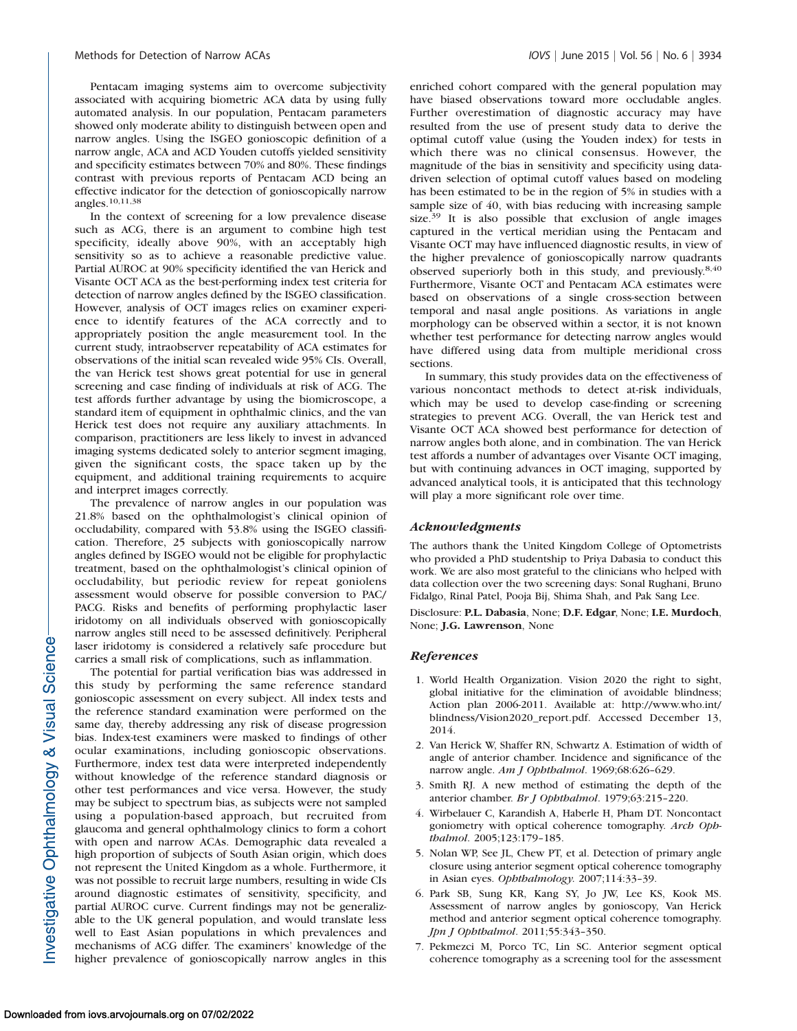Pentacam imaging systems aim to overcome subjectivity associated with acquiring biometric ACA data by using fully automated analysis. In our population, Pentacam parameters showed only moderate ability to distinguish between open and narrow angles. Using the ISGEO gonioscopic definition of a narrow angle, ACA and ACD Youden cutoffs yielded sensitivity and specificity estimates between 70% and 80%. These findings contrast with previous reports of Pentacam ACD being an effective indicator for the detection of gonioscopically narrow angles.[10,11,38]

In the context of screening for a low prevalence disease such as ACG, there is an argument to combine high test specificity, ideally above 90%, with an acceptably high sensitivity so as to achieve a reasonable predictive value. Partial AUROC at 90% specificity identified the van Herick and Visante OCT ACA as the best-performing index test criteria for detection of narrow angles defined by the ISGEO classification. However, analysis of OCT images relies on examiner experience to identify features of the ACA correctly and to appropriately position the angle measurement tool. In the current study, intraobserver repeatability of ACA estimates for observations of the initial scan revealed wide 95% CIs. Overall, the van Herick test shows great potential for use in general screening and case finding of individuals at risk of ACG. The test affords further advantage by using the biomicroscope, a standard item of equipment in ophthalmic clinics, and the van Herick test does not require any auxiliary attachments. In comparison, practitioners are less likely to invest in advanced imaging systems dedicated solely to anterior segment imaging, given the significant costs, the space taken up by the equipment, and additional training requirements to acquire and interpret images correctly.

The prevalence of narrow angles in our population was 21.8% based on the ophthalmologist's clinical opinion of occludability, compared with 53.8% using the ISGEO classification. Therefore, 25 subjects with gonioscopically narrow angles defined by ISGEO would not be eligible for prophylactic treatment, based on the ophthalmologist's clinical opinion of occludability, but periodic review for repeat goniolens assessment would observe for possible conversion to PAC/PACG. Risks and benefits of performing prophylactic laser iridotomy on all individuals observed with gonioscopically narrow angles still need to be assessed definitively. Peripheral laser iridotomy is considered a relatively safe procedure but carries a small risk of complications, such as inflammation.

The potential for partial verification bias was addressed in this study by performing the same reference standard gonioscopic assessment on every subject. All index tests and the reference standard examination were performed on the same day, thereby addressing any risk of disease progression bias. Index-test examiners were masked to findings of other ocular examinations, including gonioscopic observations. Furthermore, index test data were interpreted independently without knowledge of the reference standard diagnosis or other test performances and vice versa. However, the study may be subject to spectrum bias, as subjects were not sampled using a population-based approach, but recruited from glaucoma and general ophthalmology clinics to form a cohort with open and narrow ACAs. Demographic data revealed a high proportion of subjects of South Asian origin, which does not represent the United Kingdom as a whole. Furthermore, it was not possible to recruit large numbers, resulting in wide CIs around diagnostic estimates of sensitivity, specificity, and partial AUROC curve. Current findings may not be generalizable to the UK general population, and would translate less well to East Asian populations in which prevalences and mechanisms of ACG differ. The examiners' knowledge of the higher prevalence of gonioscopically narrow angles in this enriched cohort compared with the general population may have biased observations toward more occludable angles. Further overestimation of diagnostic accuracy may have resulted from the use of present study data to derive the optimal cutoff value (using the Youden index) for tests in which there was no clinical consensus. However, the magnitude of the bias in sensitivity and specificity using data-driven selection of optimal cutoff values based on modeling has been estimated to be in the region of 5% in studies with a sample size of 40, with bias reducing with increasing sample size.[39] It is also possible that exclusion of angle images captured in the vertical meridian using the Pentacam and Visante OCT may have influenced diagnostic results, in view of the higher prevalence of gonioscopically narrow quadrants observed superiorly both in this study, and previously.[8,40] Furthermore, Visante OCT and Pentacam ACA estimates were based on observations of a single cross-section between temporal and nasal angle positions. As variations in angle morphology can be observed within a sector, it is not known whether test performance for detecting narrow angles would have differed using data from multiple meridional cross sections.

In summary, this study provides data on the effectiveness of various noncontact methods to detect at-risk individuals, which may be used to develop case-finding or screening strategies to prevent ACG. Overall, the van Herick test and Visante OCT ACA showed best performance for detection of narrow angles both alone, and in combination. The van Herick test affords a number of advantages over Visante OCT imaging, but with continuing advances in OCT imaging, supported by advanced analytical tools, it is anticipated that this technology will play a more significant role over time.

## Acknowledgments

The authors thank the United Kingdom College of Optometrists who provided a PhD studentship to Priya Dabasia to conduct this work. We are also most grateful to the clinicians who helped with data collection over the two screening days: Sonal Rughani, Bruno Fidalgo, Rinal Patel, Pooja Bij, Shima Shah, and Pak Sang Lee.

Disclosure: **P.L. Dabasia**, None; **D.F. Edgar**, None; **I.E. Murdoch**, None; **J.G. Lawrenson**, None

## References

1. World Health Organization. Vision 2020 the right to sight, global initiative for the elimination of avoidable blindness; Action plan 2006-2011. Available at: http://www.who.int/blindness/Vision2020_report.pdf. Accessed December 13, 2014.
2. Van Herick W, Shaffer RN, Schwartz A. Estimation of width of angle of anterior chamber. Incidence and significance of the narrow angle. *Am J Ophthalmol*. 1969;68:626–629.
3. Smith RJ. A new method of estimating the depth of the anterior chamber. *Br J Ophthalmol*. 1979;63:215–220.
4. Wirbelauer C, Karandish A, Haberle H, Pham DT. Noncontact goniometry with optical coherence tomography. *Arch Ophthalmol*. 2005;123:179–185.
5. Nolan WP, See JL, Chew PT, et al. Detection of primary angle closure using anterior segment optical coherence tomography in Asian eyes. *Ophthalmology*. 2007;114:33–39.
6. Park SB, Sung KR, Kang SY, Jo JW, Lee KS, Kook MS. Assessment of narrow angles by gonioscopy, Van Herick method and anterior segment optical coherence tomography. *Jpn J Ophthalmol*. 2011;55:343–350.
7. Pekmezci M, Porco TC, Lin SC. Anterior segment optical coherence tomography as a screening tool for the assessment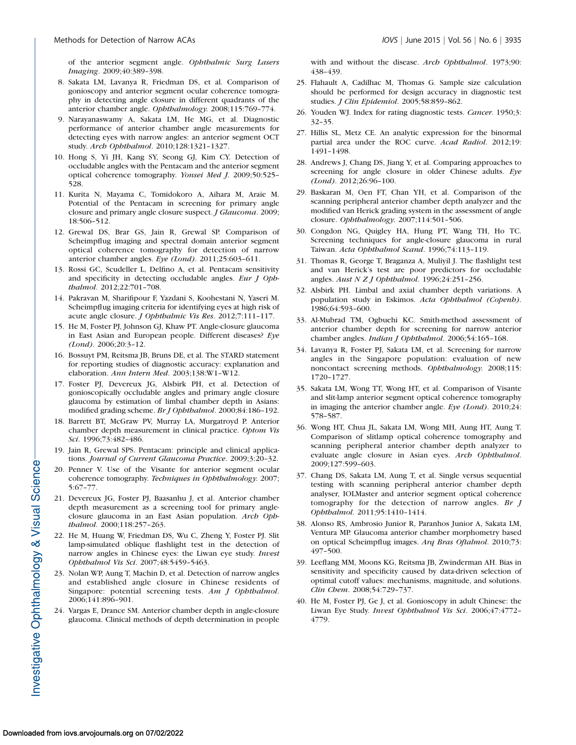of the anterior segment angle. *Ophthalmic Surg Lasers Imaging*. 2009;40:389–398.

8. Sakata LM, Lavanya R, Friedman DS, et al. Comparison of gonioscopy and anterior segment ocular coherence tomography in detecting angle closure in different quadrants of the anterior chamber angle. *Ophthalmology.* 2008;115:769–774.
9. Narayanaswamy A, Sakata LM, He MG, et al. Diagnostic performance of anterior chamber angle measurements for detecting eyes with narrow angles: an anterior segment OCT study. *Arch Ophthalmol*. 2010;128:1321–1327.
10. Hong S, Yi JH, Kang SY, Seong GJ, Kim CY. Detection of occludable angles with the Pentacam and the anterior segment optical coherence tomography. *Yonsei Med J*. 2009;50:525–528.
11. Kurita N, Mayama C, Tomidokoro A, Aihara M, Araie M. Potential of the Pentacam in screening for primary angle closure and primary angle closure suspect. *J Glaucoma*. 2009;18:506–512.
12. Grewal DS, Brar GS, Jain R, Grewal SP. Comparison of Scheimpflug imaging and spectral domain anterior segment optical coherence tomography for detection of narrow anterior chamber angles. *Eye (Lond)*. 2011;25:603–611.
13. Rossi GC, Scudeller L, Delfino A, et al. Pentacam sensitivity and specificity in detecting occludable angles. *Eur J Ophthalmol*. 2012;22:701–708.
14. Pakravan M, Sharifipour F, Yazdani S, Koohestani N, Yaseri M. Scheimpflug imaging criteria for identifying eyes at high risk of acute angle closure. *J Ophthalmic Vis Res*. 2012;7:111–117.
15. He M, Foster PJ, Johnson GJ, Khaw PT. Angle-closure glaucoma in East Asian and European people. Different diseases? *Eye (Lond)*. 2006;20:3–12.
16. Bossuyt PM, Reitsma JB, Bruns DE, et al. The STARD statement for reporting studies of diagnostic accuracy: explanation and elaboration. *Ann Intern Med*. 2003;138:W1–W12.
17. Foster PJ, Devereux JG, Alsbirk PH, et al. Detection of gonioscopically occludable angles and primary angle closure glaucoma by estimation of limbal chamber depth in Asians: modified grading scheme. *Br J Ophthalmol*. 2000;84:186–192.
18. Barrett BT, McGraw PV, Murray LA, Murgatroyd P. Anterior chamber depth measurement in clinical practice. *Optom Vis Sci*. 1996;73:482–486.
19. Jain R, Grewal SPS. Pentacam: principle and clinical applications. *Journal of Current Glaucoma Practice*. 2009;3:20–32.
20. Penner V. Use of the Visante for anterior segment ocular coherence tomography. *Techniques in Ophthalmology.* 2007;5:67–77.
21. Devereux JG, Foster PJ, Baasanhu J, et al. Anterior chamber depth measurement as a screening tool for primary angle-closure glaucoma in an East Asian population. *Arch Ophthalmol*. 2000;118:257–263.
22. He M, Huang W, Friedman DS, Wu C, Zheng Y, Foster PJ. Slit lamp-simulated oblique flashlight test in the detection of narrow angles in Chinese eyes: the Liwan eye study. *Invest Ophthalmol Vis Sci*. 2007;48:5459–5463.
23. Nolan WP, Aung T, Machin D, et al. Detection of narrow angles and established angle closure in Chinese residents of Singapore: potential screening tests. *Am J Ophthalmol*. 2006;141:896–901.
24. Vargas E, Drance SM. Anterior chamber depth in angle-closure glaucoma. Clinical methods of depth determination in people with and without the disease. *Arch Ophthalmol*. 1973;90:438–439.
25. Flahault A, Cadilhac M, Thomas G. Sample size calculation should be performed for design accuracy in diagnostic test studies. *J Clin Epidemiol*. 2005;58:859–862.
26. Youden WJ. Index for rating diagnostic tests. *Cancer*. 1950;3:32–35.
27. Hillis SL, Metz CE. An analytic expression for the binormal partial area under the ROC curve. *Acad Radiol*. 2012;19:1491–1498.
28. Andrews J, Chang DS, Jiang Y, et al. Comparing approaches to screening for angle closure in older Chinese adults. *Eye (Lond)*. 2012;26:96–100.
29. Baskaran M, Oen FT, Chan YH, et al. Comparison of the scanning peripheral anterior chamber depth analyzer and the modified van Herick grading system in the assessment of angle closure. *Ophthalmology.* 2007;114:501–506.
30. Congdon NG, Quigley HA, Hung PT, Wang TH, Ho TC. Screening techniques for angle-closure glaucoma in rural Taiwan. *Acta Ophthalmol Scand*. 1996;74:113–119.
31. Thomas R, George T, Braganza A, Muliyil J. The flashlight test and van Herick's test are poor predictors for occludable angles. *Aust N Z J Ophthalmol*. 1996;24:251–256.
32. Alsbirk PH. Limbal and axial chamber depth variations. A population study in Eskimos. *Acta Ophthalmol (Copenh)*. 1986;64:593–600.
33. Al-Mubrad TM, Ogbuehi KC. Smith-method assessment of anterior chamber depth for screening for narrow anterior chamber angles. *Indian J Ophthalmol*. 2006;54:165–168.
34. Lavanya R, Foster PJ, Sakata LM, et al. Screening for narrow angles in the Singapore population: evaluation of new noncontact screening methods. *Ophthalmology.* 2008;115:1720–1727.
35. Sakata LM, Wong TT, Wong HT, et al. Comparison of Visante and slit-lamp anterior segment optical coherence tomography in imaging the anterior chamber angle. *Eye (Lond)*. 2010;24:578–587.
36. Wong HT, Chua JL, Sakata LM, Wong MH, Aung HT, Aung T. Comparison of slitlamp optical coherence tomography and scanning peripheral anterior chamber depth analyzer to evaluate angle closure in Asian eyes. *Arch Ophthalmol*. 2009;127:599–603.
37. Chang DS, Sakata LM, Aung T, et al. Single versus sequential testing with scanning peripheral anterior chamber depth analyser, IOLMaster and anterior segment optical coherence tomography for the detection of narrow angles. *Br J Ophthalmol*. 2011;95:1410–1414.
38. Alonso RS, Ambrosio Junior R, Paranhos Junior A, Sakata LM, Ventura MP. Glaucoma anterior chamber morphometry based on optical Scheimpflug images. *Arq Bras Oftalmol*. 2010;73:497–500.
39. Leeflang MM, Moons KG, Reitsma JB, Zwinderman AH. Bias in sensitivity and specificity caused by data-driven selection of optimal cutoff values: mechanisms, magnitude, and solutions. *Clin Chem*. 2008;54:729–737.
40. He M, Foster PJ, Ge J, et al. Gonioscopy in adult Chinese: the Liwan Eye Study. *Invest Ophthalmol Vis Sci*. 2006;47:4772–4779.